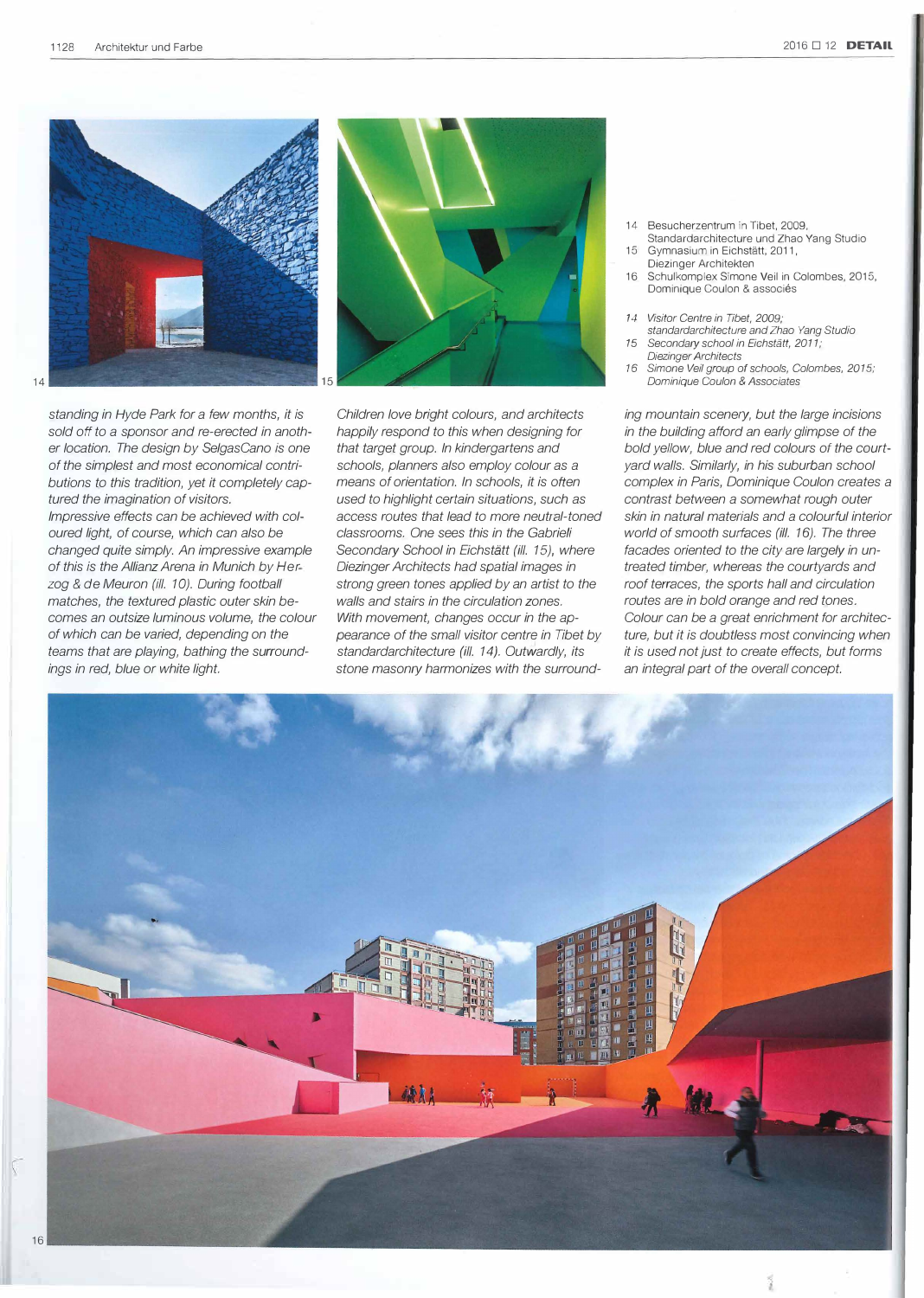14 Besucherzentrum in Tibet, 2009, Standardarchitecture und Zhao Yang Studio
15 Gymnasium in Eichstätt, 2011, Diezinger Architekten
16 Schulkomplex Simone Veil in Colombes, 2015, Dominique Coulon & associés

*14 Visitor Centre in Tibet, 2009; standardarchitecture and Zhao Yang Studio*
*15 Secondary school in Eichstätt, 2011; Diezinger Architects*
*16 Simone Veil group of schools, Colombes, 2015; Dominique Coulon & Associates*

*standing in Hyde Park for a few months, it is sold off to a sponsor and re-erected in another location. The design by SelgasCano is one of the simplest and most economical contributions to this tradition, yet it completely captured the imagination of visitors.*

*Impressive effects can be achieved with coloured light, of course, which can also be changed quite simply. An impressive example of this is the Allianz Arena in Munich by Herzog & de Meuron (ill. 10). During football matches, the textured plastic outer skin becomes an outsize luminous volume, the colour of which can be varied, depending on the teams that are playing, bathing the surroundings in red, blue or white light.*

*Children love bright colours, and architects happily respond to this when designing for that target group. In kindergartens and schools, planners also employ colour as a means of orientation. In schools, it is often used to highlight certain situations, such as access routes that lead to more neutral-toned classrooms. One sees this in the Gabrieli Secondary School in Eichstätt (ill. 15), where Diezinger Architects had spatial images in strong green tones applied by an artist to the walls and stairs in the circulation zones.*

*With movement, changes occur in the appearance of the small visitor centre in Tibet by standardarchitecture (ill. 14). Outwardly, its stone masonry harmonizes with the surrounding mountain scenery, but the large incisions in the building afford an early glimpse of the bold yellow, blue and red colours of the courtyard walls. Similarly, in his suburban school complex in Paris, Dominique Coulon creates a contrast between a somewhat rough outer skin in natural materials and a colourful interior world of smooth surfaces (ill. 16). The three facades oriented to the city are largely in untreated timber, whereas the courtyards and roof terraces, the sports hall and circulation routes are in bold orange and red tones.*

*Colour can be a great enrichment for architecture, but it is doubtless most convincing when it is used not just to create effects, but forms an integral part of the overall concept.*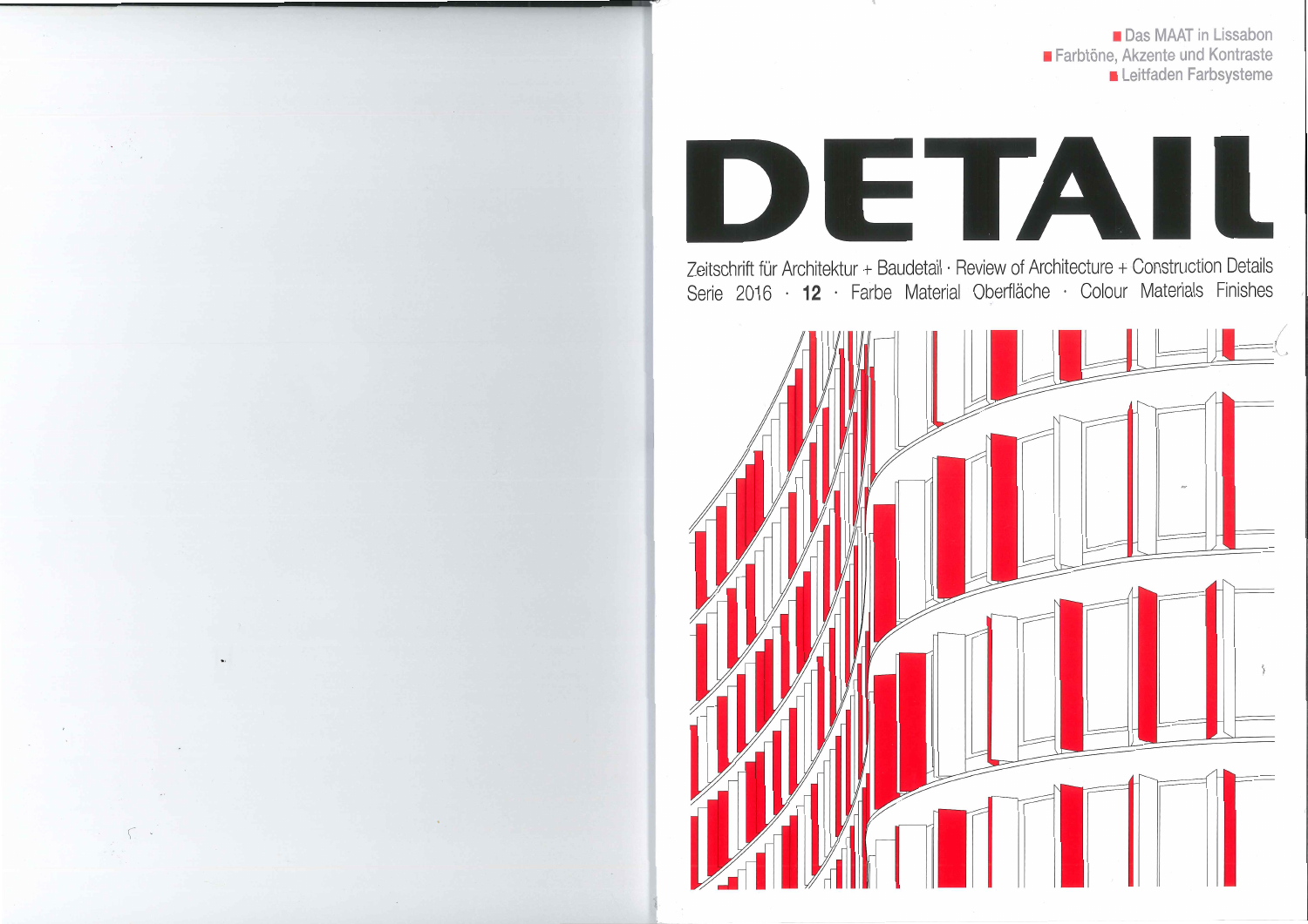- Das MAAT in Lissabon
- Farbtöne, Akzente und Kontraste
- Leitfaden Farbsysteme

# DETAIL

Zeitschrift für Architektur + Baudetail · Review of Architecture + Construction Details

Serie 2016 · **12** · Farbe Material Oberfläche · Colour Materials Finishes